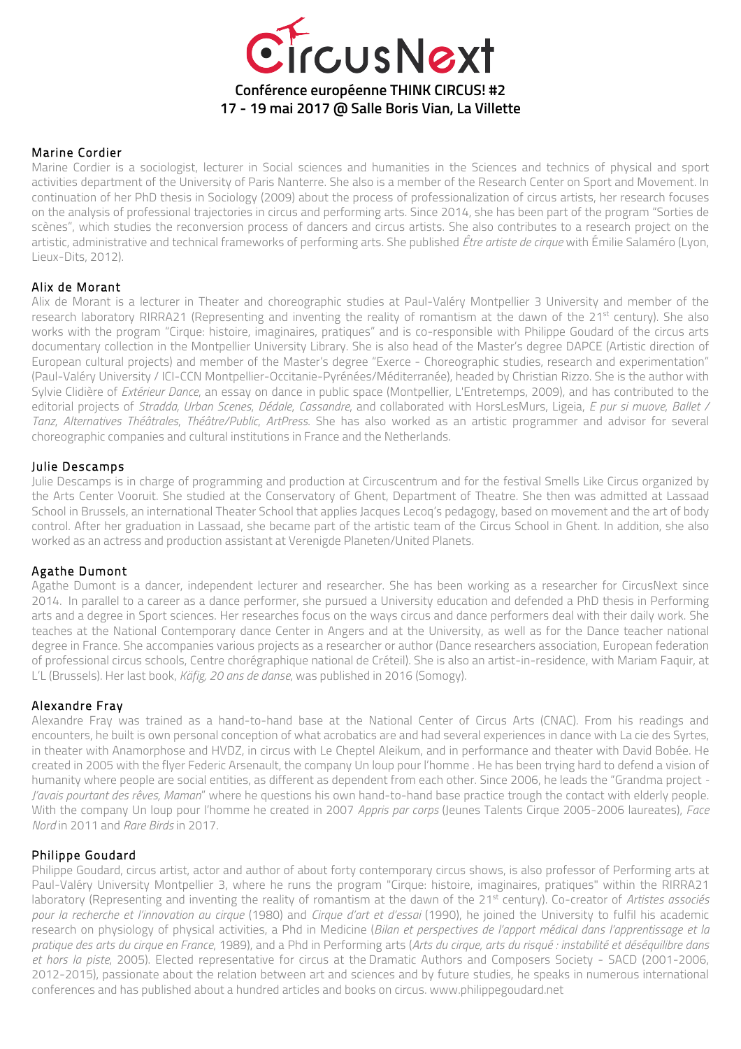# CircusNext

**Conférence européenne THINK CIRCUS! #2**
**17 - 19 mai 2017 @ Salle Boris Vian, La Villette**

## Marine Cordier

Marine Cordier is a sociologist, lecturer in Social sciences and humanities in the Sciences and technics of physical and sport activities department of the University of Paris Nanterre. She also is a member of the Research Center on Sport and Movement. In continuation of her PhD thesis in Sociology (2009) about the process of professionalization of circus artists, her research focuses on the analysis of professional trajectories in circus and performing arts. Since 2014, she has been part of the program "Sorties de scènes", which studies the reconversion process of dancers and circus artists. She also contributes to a research project on the artistic, administrative and technical frameworks of performing arts. She published *Être artiste de cirque* with Émilie Salaméro (Lyon, Lieux-Dits, 2012).

## Alix de Morant

Alix de Morant is a lecturer in Theater and choreographic studies at Paul-Valéry Montpellier 3 University and member of the research laboratory RIRRA21 (Representing and inventing the reality of romantism at the dawn of the 21st century). She also works with the program "Cirque: histoire, imaginaires, pratiques" and is co-responsible with Philippe Goudard of the circus arts documentary collection in the Montpellier University Library. She is also head of the Master's degree DAPCE (Artistic direction of European cultural projects) and member of the Master's degree "Exerce - Choreographic studies, research and experimentation" (Paul-Valéry University / ICI-CCN Montpellier-Occitanie-Pyrénées/Méditerranée), headed by Christian Rizzo. She is the author with Sylvie Clidière of *Extérieur Dance*, an essay on dance in public space (Montpellier, L'Entretemps, 2009), and has contributed to the editorial projects of *Stradda, Urban Scenes*, *Dédale*, *Cassandre*, and collaborated with HorsLesMurs, Ligeia, *E pur si muove*, *Ballet / Tanz*, *Alternatives Théâtrales*, *Théâtre/Public*, *ArtPress*. She has also worked as an artistic programmer and advisor for several choreographic companies and cultural institutions in France and the Netherlands.

## Julie Descamps

Julie Descamps is in charge of programming and production at Circuscentrum and for the festival Smells Like Circus organized by the Arts Center Vooruit. She studied at the Conservatory of Ghent, Department of Theatre. She then was admitted at Lassaad School in Brussels, an international Theater School that applies Jacques Lecoq's pedagogy, based on movement and the art of body control. After her graduation in Lassaad, she became part of the artistic team of the Circus School in Ghent. In addition, she also worked as an actress and production assistant at Verenigde Planeten/United Planets.

## Agathe Dumont

Agathe Dumont is a dancer, independent lecturer and researcher. She has been working as a researcher for CircusNext since 2014. In parallel to a career as a dance performer, she pursued a University education and defended a PhD thesis in Performing arts and a degree in Sport sciences. Her researches focus on the ways circus and dance performers deal with their daily work. She teaches at the National Contemporary dance Center in Angers and at the University, as well as for the Dance teacher national degree in France. She accompanies various projects as a researcher or author (Dance researchers association, European federation of professional circus schools, Centre chorégraphique national de Créteil). She is also an artist-in-residence, with Mariam Faquir, at L'L (Brussels). Her last book, *Käfig, 20 ans de danse*, was published in 2016 (Somogy).

## Alexandre Fray

Alexandre Fray was trained as a hand-to-hand base at the National Center of Circus Arts (CNAC). From his readings and encounters, he built is own personal conception of what acrobatics are and had several experiences in dance with La cie des Syrtes, in theater with Anamorphose and HVDZ, in circus with Le Cheptel Aleikum, and in performance and theater with David Bobée. He created in 2005 with the flyer Federic Arsenault, the company Un loup pour l'homme . He has been trying hard to defend a vision of humanity where people are social entities, as different as dependent from each other. Since 2006, he leads the "Grandma project - *J'avais pourtant des rêves, Maman*" where he questions his own hand-to-hand base practice trough the contact with elderly people. With the company Un loup pour l'homme he created in 2007 *Appris par corps* (Jeunes Talents Cirque 2005-2006 laureates), *Face Nord* in 2011 and *Rare Birds* in 2017.

## Philippe Goudard

Philippe Goudard, circus artist, actor and author of about forty contemporary circus shows, is also professor of Performing arts at Paul-Valéry University Montpellier 3, where he runs the program "Cirque: histoire, imaginaires, pratiques" within the RIRRA21 laboratory (Representing and inventing the reality of romantism at the dawn of the 21st century). Co-creator of *Artistes associés pour la recherche et l'innovation au cirque* (1980) and *Cirque d'art et d'essai* (1990), he joined the University to fulfil his academic research on physiology of physical activities, a Phd in Medicine (*Bilan et perspectives de l'apport médical dans l'apprentissage et la pratique des arts du cirque en France*, 1989), and a Phd in Performing arts (*Arts du cirque, arts du risqué : instabilité et déséquilibre dans et hors la piste*, 2005). Elected representative for circus at the Dramatic Authors and Composers Society - SACD (2001-2006, 2012-2015), passionate about the relation between art and sciences and by future studies, he speaks in numerous international conferences and has published about a hundred articles and books on circus. www.philippegoudard.net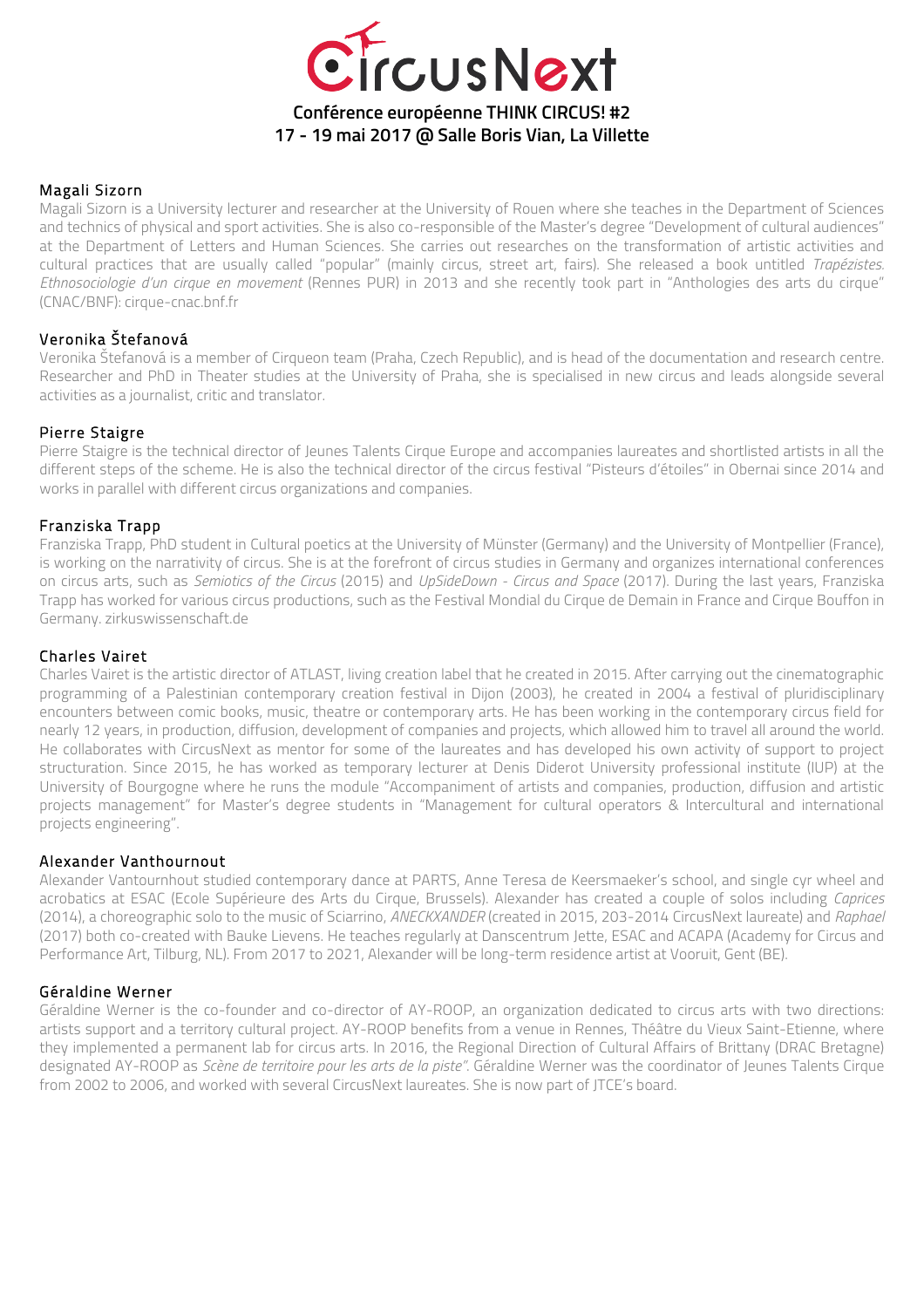# CircusNext

**Conférence européenne THINK CIRCUS! #2**
**17 - 19 mai 2017 @ Salle Boris Vian, La Villette**

### Magali Sizorn

Magali Sizorn is a University lecturer and researcher at the University of Rouen where she teaches in the Department of Sciences and technics of physical and sport activities. She is also co-responsible of the Master's degree "Development of cultural audiences" at the Department of Letters and Human Sciences. She carries out researches on the transformation of artistic activities and cultural practices that are usually called "popular" (mainly circus, street art, fairs). She released a book untitled *Trapézistes. Ethnosociologie d'un cirque en movement* (Rennes PUR) in 2013 and she recently took part in "Anthologies des arts du cirque" (CNAC/BNF): cirque-cnac.bnf.fr

### Veronika Štefanová

Veronika Štefanová is a member of Cirqueon team (Praha, Czech Republic), and is head of the documentation and research centre. Researcher and PhD in Theater studies at the University of Praha, she is specialised in new circus and leads alongside several activities as a journalist, critic and translator.

### Pierre Staigre

Pierre Staigre is the technical director of Jeunes Talents Cirque Europe and accompanies laureates and shortlisted artists in all the different steps of the scheme. He is also the technical director of the circus festival "Pisteurs d'étoiles" in Obernai since 2014 and works in parallel with different circus organizations and companies.

### Franziska Trapp

Franziska Trapp, PhD student in Cultural poetics at the University of Münster (Germany) and the University of Montpellier (France), is working on the narrativity of circus. She is at the forefront of circus studies in Germany and organizes international conferences on circus arts, such as *Semiotics of the Circus* (2015) and *UpSideDown - Circus and Space* (2017). During the last years, Franziska Trapp has worked for various circus productions, such as the Festival Mondial du Cirque de Demain in France and Cirque Bouffon in Germany. zirkuswissenschaft.de

### Charles Vairet

Charles Vairet is the artistic director of ATLAST, living creation label that he created in 2015. After carrying out the cinematographic programming of a Palestinian contemporary creation festival in Dijon (2003), he created in 2004 a festival of pluridisciplinary encounters between comic books, music, theatre or contemporary arts. He has been working in the contemporary circus field for nearly 12 years, in production, diffusion, development of companies and projects, which allowed him to travel all around the world. He collaborates with CircusNext as mentor for some of the laureates and has developed his own activity of support to project structuration. Since 2015, he has worked as temporary lecturer at Denis Diderot University professional institute (IUP) at the University of Bourgogne where he runs the module "Accompaniment of artists and companies, production, diffusion and artistic projects management" for Master's degree students in "Management for cultural operators & Intercultural and international projects engineering".

### Alexander Vanthournout

Alexander Vantournhout studied contemporary dance at PARTS, Anne Teresa de Keersmaeker's school, and single cyr wheel and acrobatics at ESAC (Ecole Supérieure des Arts du Cirque, Brussels). Alexander has created a couple of solos including *Caprices* (2014), a choreographic solo to the music of Sciarrino, *ANECKXANDER* (created in 2015, 203-2014 CircusNext laureate) and *Raphael* (2017) both co-created with Bauke Lievens. He teaches regularly at Danscentrum Jette, ESAC and ACAPA (Academy for Circus and Performance Art, Tilburg, NL). From 2017 to 2021, Alexander will be long-term residence artist at Vooruit, Gent (BE).

### Géraldine Werner

Géraldine Werner is the co-founder and co-director of AY-ROOP, an organization dedicated to circus arts with two directions: artists support and a territory cultural project. AY-ROOP benefits from a venue in Rennes, Théâtre du Vieux Saint-Etienne, where they implemented a permanent lab for circus arts. In 2016, the Regional Direction of Cultural Affairs of Brittany (DRAC Bretagne) designated AY-ROOP as *Scène de territoire pour les arts de la piste"*. Géraldine Werner was the coordinator of Jeunes Talents Cirque from 2002 to 2006, and worked with several CircusNext laureates. She is now part of JTCE's board.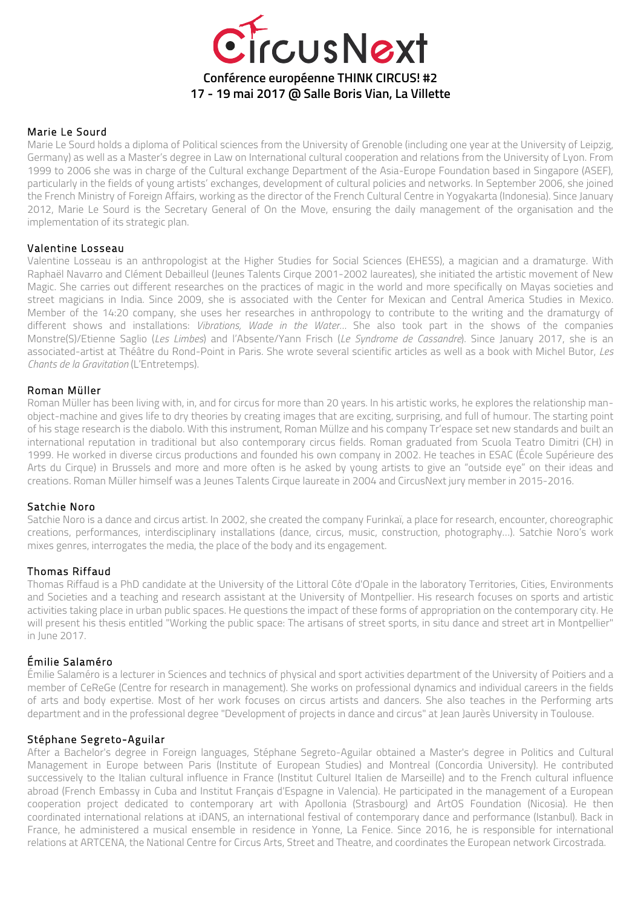## Marie Le Sourd

Marie Le Sourd holds a diploma of Political sciences from the University of Grenoble (including one year at the University of Leipzig, Germany) as well as a Master's degree in Law on International cultural cooperation and relations from the University of Lyon. From 1999 to 2006 she was in charge of the Cultural exchange Department of the Asia-Europe Foundation based in Singapore (ASEF), particularly in the fields of young artists' exchanges, development of cultural policies and networks. In September 2006, she joined the French Ministry of Foreign Affairs, working as the director of the French Cultural Centre in Yogyakarta (Indonesia). Since January 2012, Marie Le Sourd is the Secretary General of On the Move, ensuring the daily management of the organisation and the implementation of its strategic plan.

## Valentine Losseau

Valentine Losseau is an anthropologist at the Higher Studies for Social Sciences (EHESS), a magician and a dramaturge. With Raphaël Navarro and Clément Debailleul (Jeunes Talents Cirque 2001-2002 laureates), she initiated the artistic movement of New Magic. She carries out different researches on the practices of magic in the world and more specifically on Mayas societies and street magicians in India. Since 2009, she is associated with the Center for Mexican and Central America Studies in Mexico. Member of the 14:20 company, she uses her researches in anthropology to contribute to the writing and the dramaturgy of different shows and installations: *Vibrations, Wade in the Water...* She also took part in the shows of the companies Monstre(S)/Etienne Saglio (*Les Limbes*) and l'Absente/Yann Frisch (*Le Syndrome de Cassandre*). Since January 2017, she is an associated-artist at Théâtre du Rond-Point in Paris. She wrote several scientific articles as well as a book with Michel Butor, *Les Chants de la Gravitation* (L'Entretemps).

## Roman Müller

Roman Müller has been living with, in, and for circus for more than 20 years. In his artistic works, he explores the relationship man-object-machine and gives life to dry theories by creating images that are exciting, surprising, and full of humour. The starting point of his stage research is the diabolo. With this instrument, Roman Müllze and his company Tr'espace set new standards and built an international reputation in traditional but also contemporary circus fields. Roman graduated from Scuola Teatro Dimitri (CH) in 1999. He worked in diverse circus productions and founded his own company in 2002. He teaches in ESAC (École Supérieure des Arts du Cirque) in Brussels and more and more often is he asked by young artists to give an "outside eye" on their ideas and creations. Roman Müller himself was a Jeunes Talents Cirque laureate in 2004 and CircusNext jury member in 2015-2016.

## Satchie Noro

Satchie Noro is a dance and circus artist. In 2002, she created the company Furinkaï, a place for research, encounter, choreographic creations, performances, interdisciplinary installations (dance, circus, music, construction, photography...). Satchie Noro's work mixes genres, interrogates the media, the place of the body and its engagement.

## Thomas Riffaud

Thomas Riffaud is a PhD candidate at the University of the Littoral Côte d'Opale in the laboratory Territories, Cities, Environments and Societies and a teaching and research assistant at the University of Montpellier. His research focuses on sports and artistic activities taking place in urban public spaces. He questions the impact of these forms of appropriation on the contemporary city. He will present his thesis entitled "Working the public space: The artisans of street sports, in situ dance and street art in Montpellier" in June 2017.

## Émilie Salaméro

Émilie Salaméro is a lecturer in Sciences and technics of physical and sport activities department of the University of Poitiers and a member of CeReGe (Centre for research in management). She works on professional dynamics and individual careers in the fields of arts and body expertise. Most of her work focuses on circus artists and dancers. She also teaches in the Performing arts department and in the professional degree "Development of projects in dance and circus" at Jean Jaurès University in Toulouse.

## Stéphane Segreto-Aguilar

After a Bachelor's degree in Foreign languages, Stéphane Segreto-Aguilar obtained a Master's degree in Politics and Cultural Management in Europe between Paris (Institute of European Studies) and Montreal (Concordia University). He contributed successively to the Italian cultural influence in France (Institut Culturel Italien de Marseille) and to the French cultural influence abroad (French Embassy in Cuba and Institut Français d'Espagne in Valencia). He participated in the management of a European cooperation project dedicated to contemporary art with Apollonia (Strasbourg) and ArtOS Foundation (Nicosia). He then coordinated international relations at iDANS, an international festival of contemporary dance and performance (Istanbul). Back in France, he administered a musical ensemble in residence in Yonne, La Fenice. Since 2016, he is responsible for international relations at ARTCENA, the National Centre for Circus Arts, Street and Theatre, and coordinates the European network Circostrada.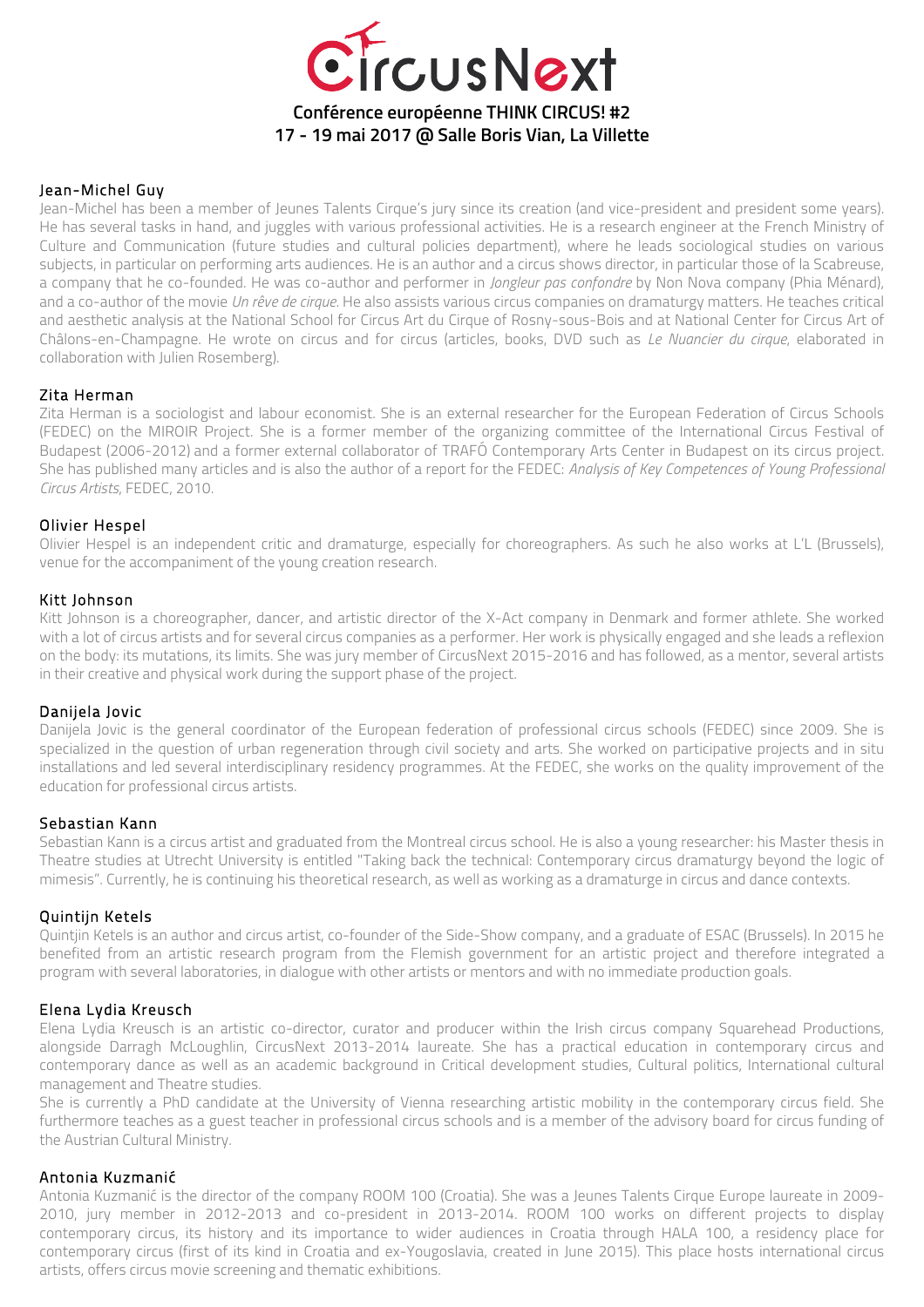# CircusNext

**Conférence européenne THINK CIRCUS! #2**
**17 - 19 mai 2017 @ Salle Boris Vian, La Villette**

## Jean-Michel Guy

Jean-Michel has been a member of Jeunes Talents Cirque's jury since its creation (and vice-president and president some years). He has several tasks in hand, and juggles with various professional activities. He is a research engineer at the French Ministry of Culture and Communication (future studies and cultural policies department), where he leads sociological studies on various subjects, in particular on performing arts audiences. He is an author and a circus shows director, in particular those of la Scabreuse, a company that he co-founded. He was co-author and performer in *Jongleur pas confondre* by Non Nova company (Phia Ménard), and a co-author of the movie *Un rêve de cirque*. He also assists various circus companies on dramaturgy matters. He teaches critical and aesthetic analysis at the National School for Circus Art du Cirque of Rosny-sous-Bois and at National Center for Circus Art of Châlons-en-Champagne. He wrote on circus and for circus (articles, books, DVD such as *Le Nuancier du cirque*, elaborated in collaboration with Julien Rosemberg).

## Zita Herman

Zita Herman is a sociologist and labour economist. She is an external researcher for the European Federation of Circus Schools (FEDEC) on the MIROIR Project. She is a former member of the organizing committee of the International Circus Festival of Budapest (2006-2012) and a former external collaborator of TRAFÓ Contemporary Arts Center in Budapest on its circus project. She has published many articles and is also the author of a report for the FEDEC: *Analysis of Key Competences of Young Professional Circus Artists*, FEDEC, 2010.

## Olivier Hespel

Olivier Hespel is an independent critic and dramaturge, especially for choreographers. As such he also works at L'L (Brussels), venue for the accompaniment of the young creation research.

## Kitt Johnson

Kitt Johnson is a choreographer, dancer, and artistic director of the X-Act company in Denmark and former athlete. She worked with a lot of circus artists and for several circus companies as a performer. Her work is physically engaged and she leads a reflexion on the body: its mutations, its limits. She was jury member of CircusNext 2015-2016 and has followed, as a mentor, several artists in their creative and physical work during the support phase of the project.

## Danijela Jovic

Danijela Jovic is the general coordinator of the European federation of professional circus schools (FEDEC) since 2009. She is specialized in the question of urban regeneration through civil society and arts. She worked on participative projects and in situ installations and led several interdisciplinary residency programmes. At the FEDEC, she works on the quality improvement of the education for professional circus artists.

## Sebastian Kann

Sebastian Kann is a circus artist and graduated from the Montreal circus school. He is also a young researcher: his Master thesis in Theatre studies at Utrecht University is entitled "Taking back the technical: Contemporary circus dramaturgy beyond the logic of mimesis". Currently, he is continuing his theoretical research, as well as working as a dramaturge in circus and dance contexts.

## Quintijn Ketels

Quintijn Ketels is an author and circus artist, co-founder of the Side-Show company, and a graduate of ESAC (Brussels). In 2015 he benefited from an artistic research program from the Flemish government for an artistic project and therefore integrated a program with several laboratories, in dialogue with other artists or mentors and with no immediate production goals.

## Elena Lydia Kreusch

Elena Lydia Kreusch is an artistic co-director, curator and producer within the Irish circus company Squarehead Productions, alongside Darragh McLoughlin, CircusNext 2013-2014 laureate. She has a practical education in contemporary circus and contemporary dance as well as an academic background in Critical development studies, Cultural politics, International cultural management and Theatre studies.

She is currently a PhD candidate at the University of Vienna researching artistic mobility in the contemporary circus field. She furthermore teaches as a guest teacher in professional circus schools and is a member of the advisory board for circus funding of the Austrian Cultural Ministry.

## Antonia Kuzmanić

Antonia Kuzmanić is the director of the company ROOM 100 (Croatia). She was a Jeunes Talents Cirque Europe laureate in 2009-2010, jury member in 2012-2013 and co-president in 2013-2014. ROOM 100 works on different projects to display contemporary circus, its history and its importance to wider audiences in Croatia through HALA 100, a residency place for contemporary circus (first of its kind in Croatia and ex-Yougoslavia, created in June 2015). This place hosts international circus artists, offers circus movie screening and thematic exhibitions.